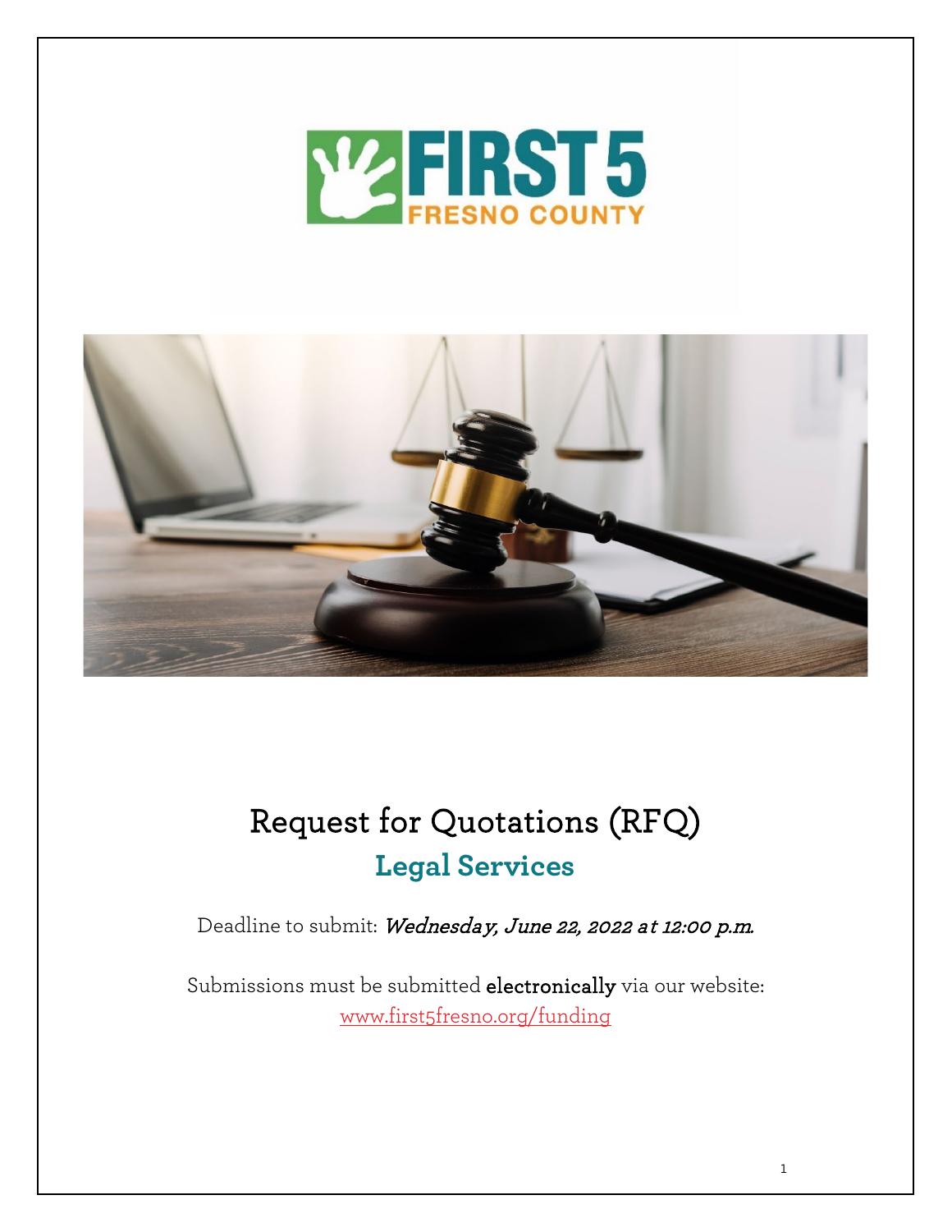# Request for Quotations (RFQ)

## Legal Services

Deadline to submit: *Wednesday, June 22, 2022 at 12:00 p.m.*

Submissions must be submitted **electronically** via our website: [www.first5fresno.org/funding](www.first5fresno.org/funding)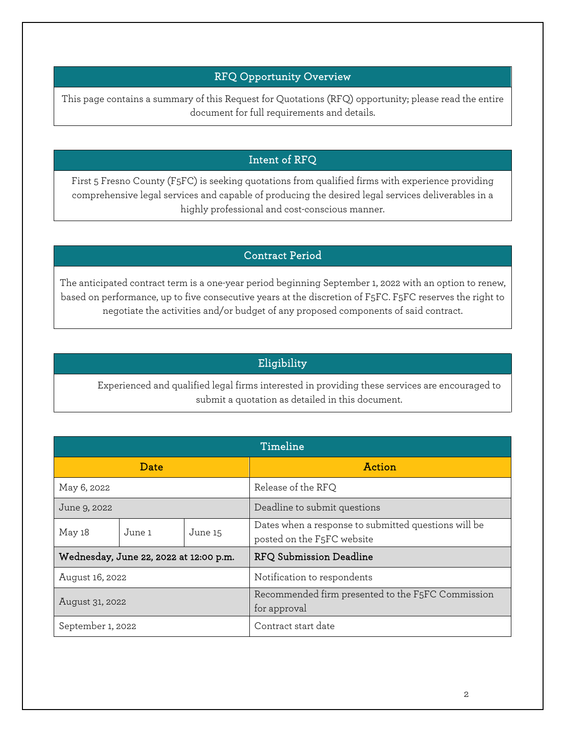## RFQ Opportunity Overview

This page contains a summary of this Request for Quotations (RFQ) opportunity; please read the entire document for full requirements and details.

## Intent of RFQ

First 5 Fresno County (F5FC) is seeking quotations from qualified firms with experience providing comprehensive legal services and capable of producing the desired legal services deliverables in a highly professional and cost-conscious manner.

## Contract Period

The anticipated contract term is a one-year period beginning September 1, 2022 with an option to renew, based on performance, up to five consecutive years at the discretion of F5FC. F5FC reserves the right to negotiate the activities and/or budget of any proposed components of said contract.

## Eligibility

Experienced and qualified legal firms interested in providing these services are encouraged to submit a quotation as detailed in this document.

## Timeline

| Date | | | Action |
|---|---|---|---|
| May 6, 2022 | | | Release of the RFQ |
| June 9, 2022 | | | Deadline to submit questions |
| May 18 | June 1 | June 15 | Dates when a response to submitted questions will be posted on the F5FC website |
| **Wednesday, June 22, 2022 at 12:00 p.m.** | | | **RFQ Submission Deadline** |
| August 16, 2022 | | | Notification to respondents |
| August 31, 2022 | | | Recommended firm presented to the F5FC Commission for approval |
| September 1, 2022 | | | Contract start date |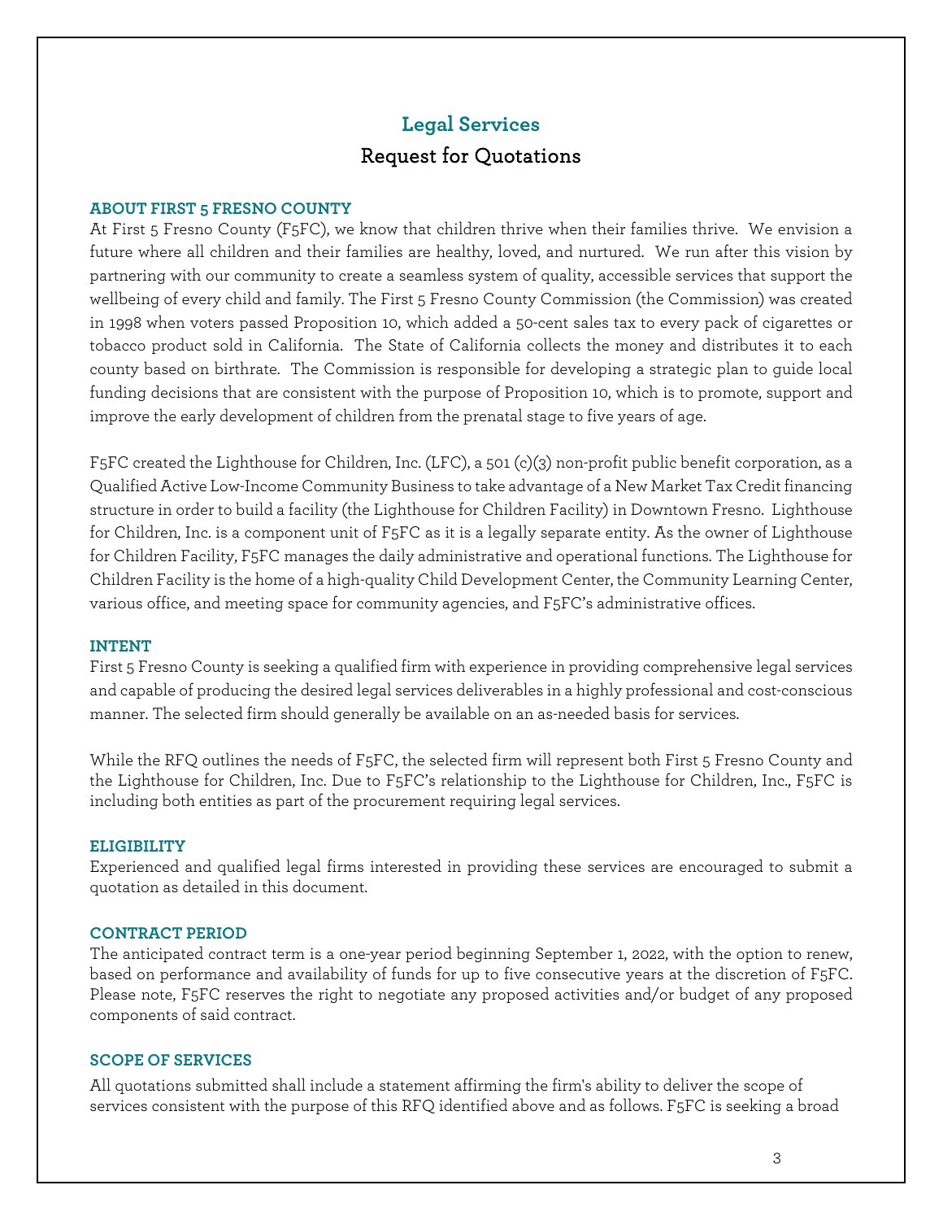# Legal Services

## Request for Quotations

### ABOUT FIRST 5 FRESNO COUNTY

At First 5 Fresno County (F5FC), we know that children thrive when their families thrive. We envision a future where all children and their families are healthy, loved, and nurtured. We run after this vision by partnering with our community to create a seamless system of quality, accessible services that support the wellbeing of every child and family. The First 5 Fresno County Commission (the Commission) was created in 1998 when voters passed Proposition 10, which added a 50-cent sales tax to every pack of cigarettes or tobacco product sold in California. The State of California collects the money and distributes it to each county based on birthrate. The Commission is responsible for developing a strategic plan to guide local funding decisions that are consistent with the purpose of Proposition 10, which is to promote, support and improve the early development of children from the prenatal stage to five years of age.

F5FC created the Lighthouse for Children, Inc. (LFC), a 501 (c)(3) non-profit public benefit corporation, as a Qualified Active Low-Income Community Business to take advantage of a New Market Tax Credit financing structure in order to build a facility (the Lighthouse for Children Facility) in Downtown Fresno. Lighthouse for Children, Inc. is a component unit of F5FC as it is a legally separate entity. As the owner of Lighthouse for Children Facility, F5FC manages the daily administrative and operational functions. The Lighthouse for Children Facility is the home of a high-quality Child Development Center, the Community Learning Center, various office, and meeting space for community agencies, and F5FC's administrative offices.

### INTENT

First 5 Fresno County is seeking a qualified firm with experience in providing comprehensive legal services and capable of producing the desired legal services deliverables in a highly professional and cost-conscious manner. The selected firm should generally be available on an as-needed basis for services.

While the RFQ outlines the needs of F5FC, the selected firm will represent both First 5 Fresno County and the Lighthouse for Children, Inc. Due to F5FC's relationship to the Lighthouse for Children, Inc., F5FC is including both entities as part of the procurement requiring legal services.

### ELIGIBILITY

Experienced and qualified legal firms interested in providing these services are encouraged to submit a quotation as detailed in this document.

### CONTRACT PERIOD

The anticipated contract term is a one-year period beginning September 1, 2022, with the option to renew, based on performance and availability of funds for up to five consecutive years at the discretion of F5FC. Please note, F5FC reserves the right to negotiate any proposed activities and/or budget of any proposed components of said contract.

### SCOPE OF SERVICES

All quotations submitted shall include a statement affirming the firm's ability to deliver the scope of services consistent with the purpose of this RFQ identified above and as follows. F5FC is seeking a broad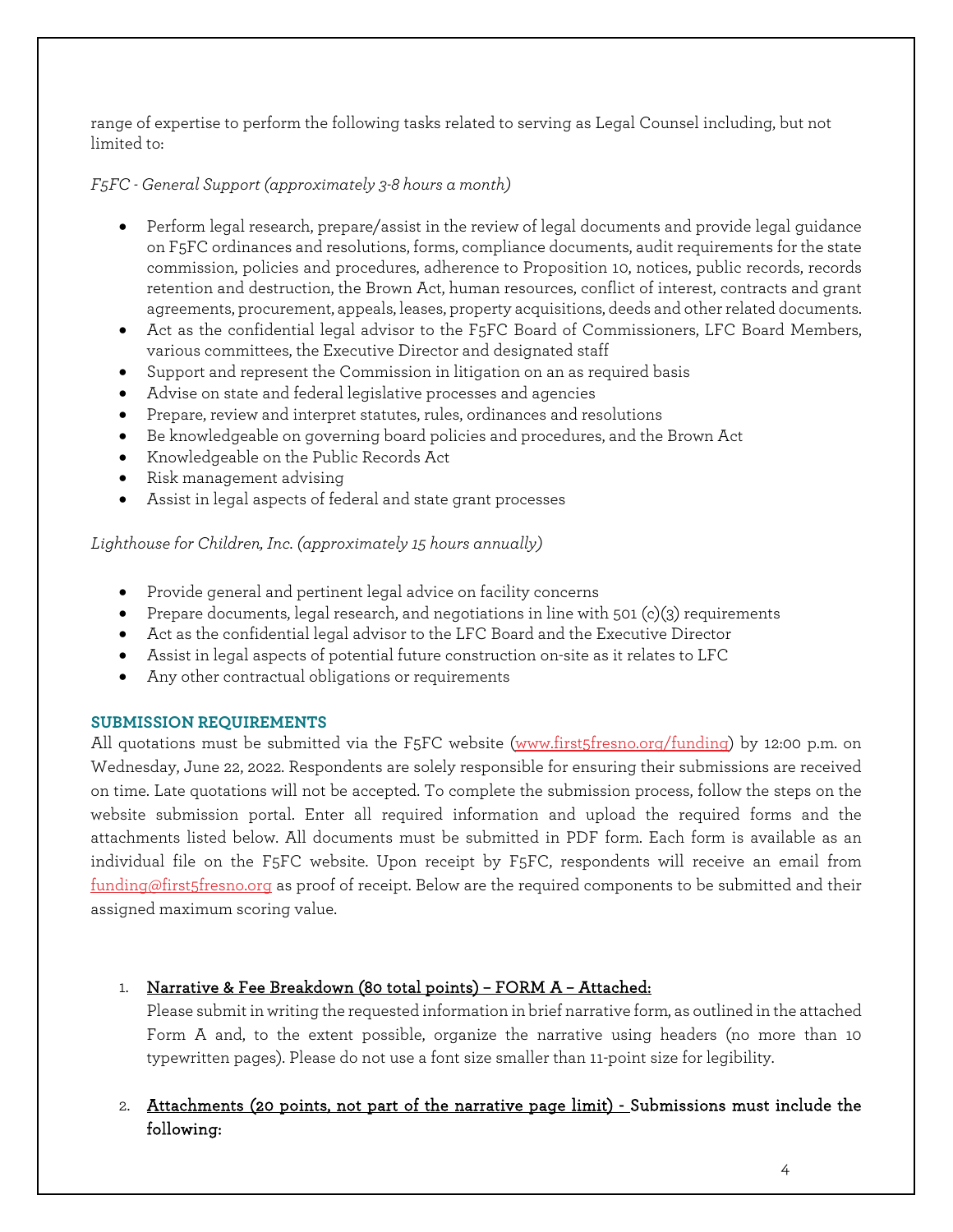range of expertise to perform the following tasks related to serving as Legal Counsel including, but not limited to:

*F5FC - General Support (approximately 3-8 hours a month)*

- Perform legal research, prepare/assist in the review of legal documents and provide legal guidance on F5FC ordinances and resolutions, forms, compliance documents, audit requirements for the state commission, policies and procedures, adherence to Proposition 10, notices, public records, records retention and destruction, the Brown Act, human resources, conflict of interest, contracts and grant agreements, procurement, appeals, leases, property acquisitions, deeds and other related documents.
- Act as the confidential legal advisor to the F5FC Board of Commissioners, LFC Board Members, various committees, the Executive Director and designated staff
- Support and represent the Commission in litigation on an as required basis
- Advise on state and federal legislative processes and agencies
- Prepare, review and interpret statutes, rules, ordinances and resolutions
- Be knowledgeable on governing board policies and procedures, and the Brown Act
- Knowledgeable on the Public Records Act
- Risk management advising
- Assist in legal aspects of federal and state grant processes

*Lighthouse for Children, Inc. (approximately 15 hours annually)*

- Provide general and pertinent legal advice on facility concerns
- Prepare documents, legal research, and negotiations in line with 501 (c)(3) requirements
- Act as the confidential legal advisor to the LFC Board and the Executive Director
- Assist in legal aspects of potential future construction on-site as it relates to LFC
- Any other contractual obligations or requirements

## SUBMISSION REQUIREMENTS

All quotations must be submitted via the F5FC website (www.first5fresno.org/funding) by 12:00 p.m. on Wednesday, June 22, 2022. Respondents are solely responsible for ensuring their submissions are received on time. Late quotations will not be accepted. To complete the submission process, follow the steps on the website submission portal. Enter all required information and upload the required forms and the attachments listed below. All documents must be submitted in PDF form. Each form is available as an individual file on the F5FC website. Upon receipt by F5FC, respondents will receive an email from funding@first5fresno.org as proof of receipt. Below are the required components to be submitted and their assigned maximum scoring value.

1. <u>Narrative & Fee Breakdown (80 total points) – FORM A – Attached:</u>
   Please submit in writing the requested information in brief narrative form, as outlined in the attached Form A and, to the extent possible, organize the narrative using headers (no more than 10 typewritten pages). Please do not use a font size smaller than 11-point size for legibility.

2. <u>Attachments (20 points, not part of the narrative page limit) -</u> Submissions must include the following: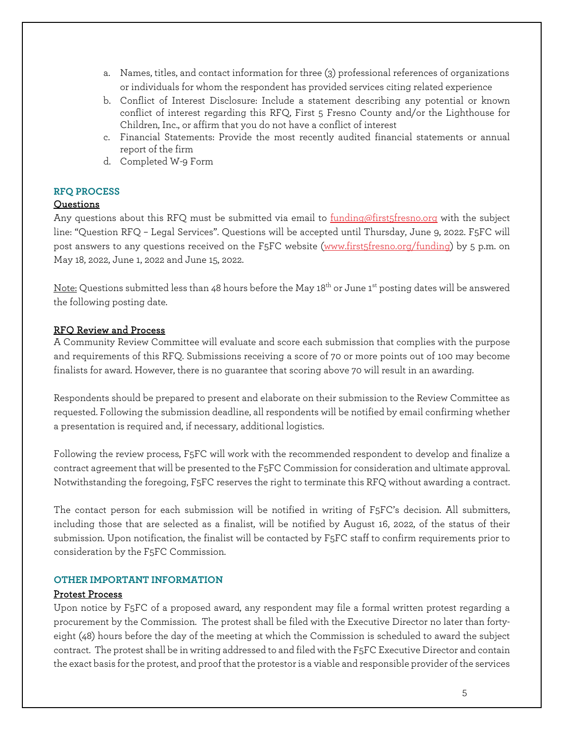a. Names, titles, and contact information for three (3) professional references of organizations or individuals for whom the respondent has provided services citing related experience
b. Conflict of Interest Disclosure: Include a statement describing any potential or known conflict of interest regarding this RFQ, First 5 Fresno County and/or the Lighthouse for Children, Inc., or affirm that you do not have a conflict of interest
c. Financial Statements: Provide the most recently audited financial statements or annual report of the firm
d. Completed W-9 Form

## RFQ PROCESS

### Questions

Any questions about this RFQ must be submitted via email to funding@first5fresno.org with the subject line: "Question RFQ – Legal Services". Questions will be accepted until Thursday, June 9, 2022. F5FC will post answers to any questions received on the F5FC website (www.first5fresno.org/funding) by 5 p.m. on May 18, 2022, June 1, 2022 and June 15, 2022.

Note: Questions submitted less than 48 hours before the May 18th or June 1st posting dates will be answered the following posting date.

### RFQ Review and Process

A Community Review Committee will evaluate and score each submission that complies with the purpose and requirements of this RFQ. Submissions receiving a score of 70 or more points out of 100 may become finalists for award. However, there is no guarantee that scoring above 70 will result in an awarding.

Respondents should be prepared to present and elaborate on their submission to the Review Committee as requested. Following the submission deadline, all respondents will be notified by email confirming whether a presentation is required and, if necessary, additional logistics.

Following the review process, F5FC will work with the recommended respondent to develop and finalize a contract agreement that will be presented to the F5FC Commission for consideration and ultimate approval. Notwithstanding the foregoing, F5FC reserves the right to terminate this RFQ without awarding a contract.

The contact person for each submission will be notified in writing of F5FC's decision. All submitters, including those that are selected as a finalist, will be notified by August 16, 2022, of the status of their submission. Upon notification, the finalist will be contacted by F5FC staff to confirm requirements prior to consideration by the F5FC Commission.

## OTHER IMPORTANT INFORMATION

### Protest Process

Upon notice by F5FC of a proposed award, any respondent may file a formal written protest regarding a procurement by the Commission. The protest shall be filed with the Executive Director no later than forty-eight (48) hours before the day of the meeting at which the Commission is scheduled to award the subject contract. The protest shall be in writing addressed to and filed with the F5FC Executive Director and contain the exact basis for the protest, and proof that the protestor is a viable and responsible provider of the services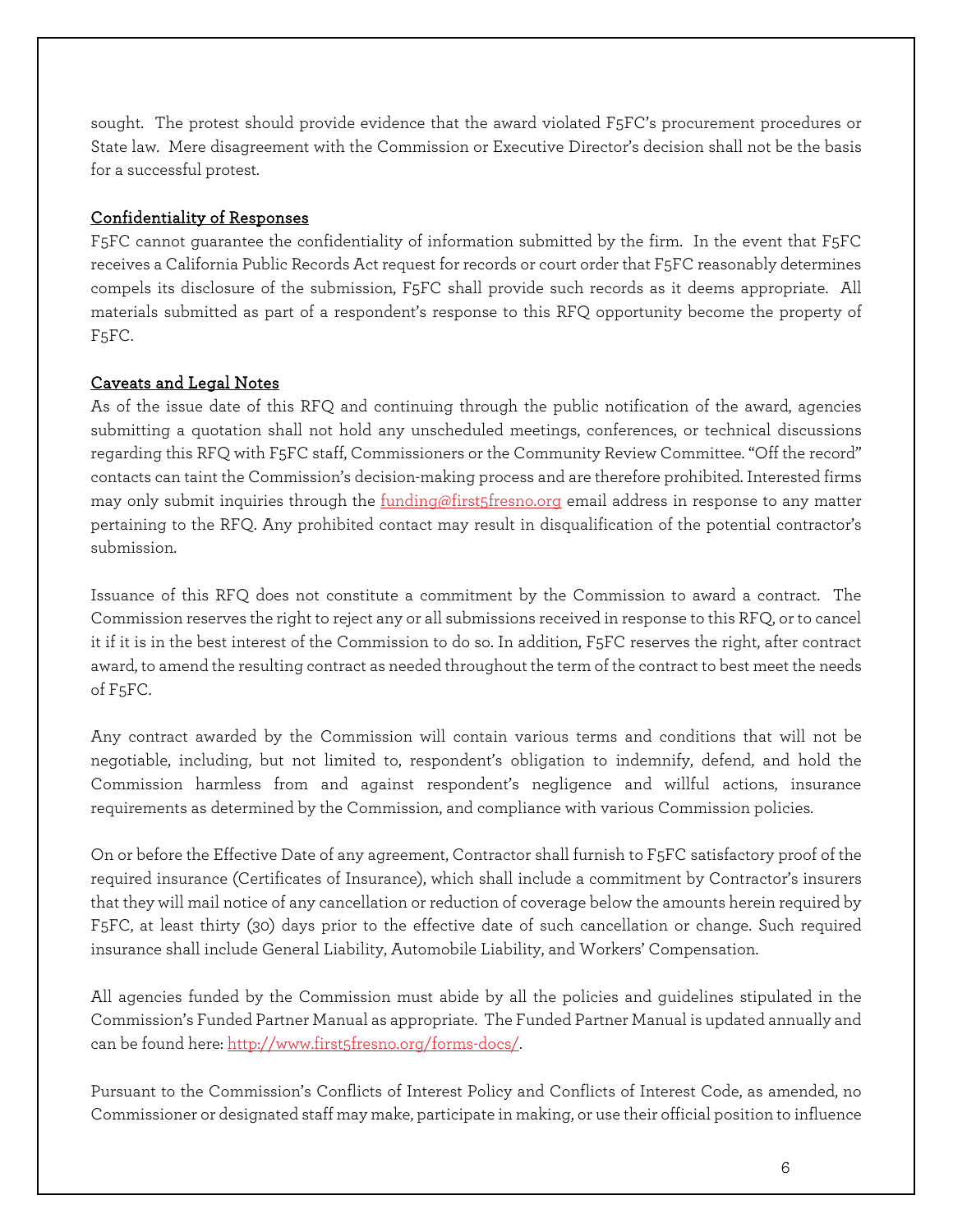sought. The protest should provide evidence that the award violated F5FC's procurement procedures or State law. Mere disagreement with the Commission or Executive Director's decision shall not be the basis for a successful protest.

## Confidentiality of Responses

F5FC cannot guarantee the confidentiality of information submitted by the firm. In the event that F5FC receives a California Public Records Act request for records or court order that F5FC reasonably determines compels its disclosure of the submission, F5FC shall provide such records as it deems appropriate. All materials submitted as part of a respondent's response to this RFQ opportunity become the property of F5FC.

## Caveats and Legal Notes

As of the issue date of this RFQ and continuing through the public notification of the award, agencies submitting a quotation shall not hold any unscheduled meetings, conferences, or technical discussions regarding this RFQ with F5FC staff, Commissioners or the Community Review Committee. "Off the record" contacts can taint the Commission's decision-making process and are therefore prohibited. Interested firms may only submit inquiries through the funding@first5fresno.org email address in response to any matter pertaining to the RFQ. Any prohibited contact may result in disqualification of the potential contractor's submission.

Issuance of this RFQ does not constitute a commitment by the Commission to award a contract. The Commission reserves the right to reject any or all submissions received in response to this RFQ, or to cancel it if it is in the best interest of the Commission to do so. In addition, F5FC reserves the right, after contract award, to amend the resulting contract as needed throughout the term of the contract to best meet the needs of F5FC.

Any contract awarded by the Commission will contain various terms and conditions that will not be negotiable, including, but not limited to, respondent's obligation to indemnify, defend, and hold the Commission harmless from and against respondent's negligence and willful actions, insurance requirements as determined by the Commission, and compliance with various Commission policies.

On or before the Effective Date of any agreement, Contractor shall furnish to F5FC satisfactory proof of the required insurance (Certificates of Insurance), which shall include a commitment by Contractor's insurers that they will mail notice of any cancellation or reduction of coverage below the amounts herein required by F5FC, at least thirty (30) days prior to the effective date of such cancellation or change. Such required insurance shall include General Liability, Automobile Liability, and Workers' Compensation.

All agencies funded by the Commission must abide by all the policies and guidelines stipulated in the Commission's Funded Partner Manual as appropriate. The Funded Partner Manual is updated annually and can be found here: http://www.first5fresno.org/forms-docs/.

Pursuant to the Commission's Conflicts of Interest Policy and Conflicts of Interest Code, as amended, no Commissioner or designated staff may make, participate in making, or use their official position to influence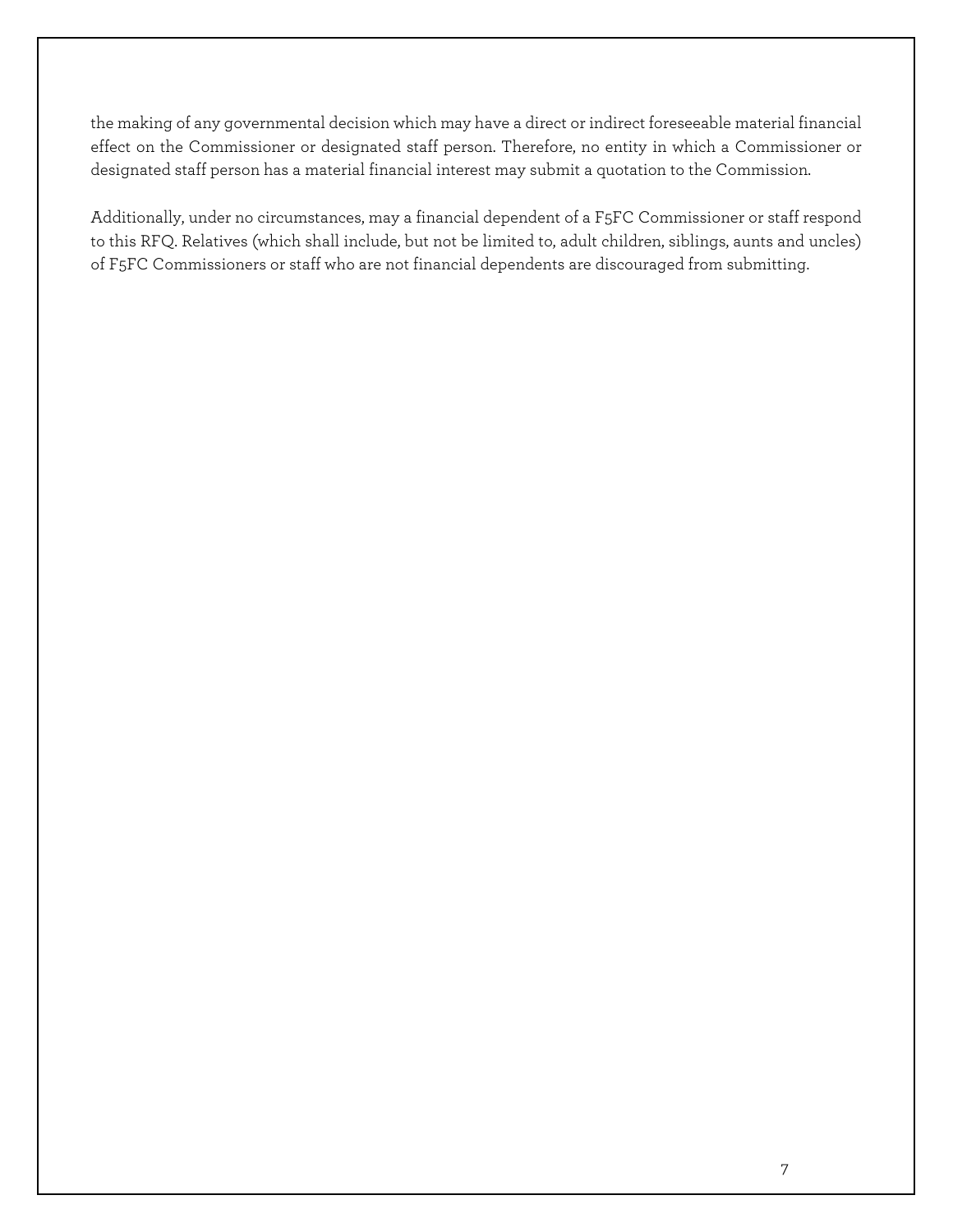the making of any governmental decision which may have a direct or indirect foreseeable material financial effect on the Commissioner or designated staff person. Therefore, no entity in which a Commissioner or designated staff person has a material financial interest may submit a quotation to the Commission.

Additionally, under no circumstances, may a financial dependent of a F5FC Commissioner or staff respond to this RFQ. Relatives (which shall include, but not be limited to, adult children, siblings, aunts and uncles) of F5FC Commissioners or staff who are not financial dependents are discouraged from submitting.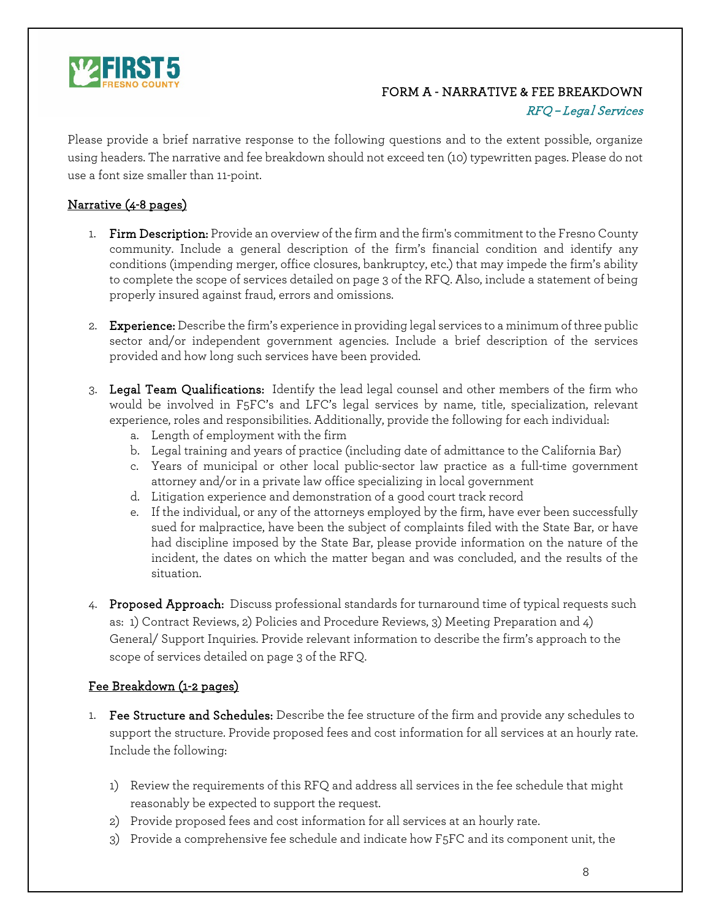FIRST 5 FRESNO COUNTY

## FORM A - NARRATIVE & FEE BREAKDOWN

*RFQ – Legal Services*

Please provide a brief narrative response to the following questions and to the extent possible, organize using headers. The narrative and fee breakdown should not exceed ten (10) typewritten pages. Please do not use a font size smaller than 11-point.

### Narrative (4-8 pages)

1. **Firm Description:** Provide an overview of the firm and the firm's commitment to the Fresno County community. Include a general description of the firm's financial condition and identify any conditions (impending merger, office closures, bankruptcy, etc.) that may impede the firm's ability to complete the scope of services detailed on page 3 of the RFQ. Also, include a statement of being properly insured against fraud, errors and omissions.

2. **Experience:** Describe the firm's experience in providing legal services to a minimum of three public sector and/or independent government agencies. Include a brief description of the services provided and how long such services have been provided.

3. **Legal Team Qualifications:** Identify the lead legal counsel and other members of the firm who would be involved in F5FC's and LFC's legal services by name, title, specialization, relevant experience, roles and responsibilities. Additionally, provide the following for each individual:
   a. Length of employment with the firm
   b. Legal training and years of practice (including date of admittance to the California Bar)
   c. Years of municipal or other local public-sector law practice as a full-time government attorney and/or in a private law office specializing in local government
   d. Litigation experience and demonstration of a good court track record
   e. If the individual, or any of the attorneys employed by the firm, have ever been successfully sued for malpractice, have been the subject of complaints filed with the State Bar, or have had discipline imposed by the State Bar, please provide information on the nature of the incident, the dates on which the matter began and was concluded, and the results of the situation.

4. **Proposed Approach:** Discuss professional standards for turnaround time of typical requests such as: 1) Contract Reviews, 2) Policies and Procedure Reviews, 3) Meeting Preparation and 4) General/ Support Inquiries. Provide relevant information to describe the firm's approach to the scope of services detailed on page 3 of the RFQ.

### Fee Breakdown (1-2 pages)

1. **Fee Structure and Schedules:** Describe the fee structure of the firm and provide any schedules to support the structure. Provide proposed fees and cost information for all services at an hourly rate. Include the following:

   1) Review the requirements of this RFQ and address all services in the fee schedule that might reasonably be expected to support the request.
   2) Provide proposed fees and cost information for all services at an hourly rate.
   3) Provide a comprehensive fee schedule and indicate how F5FC and its component unit, the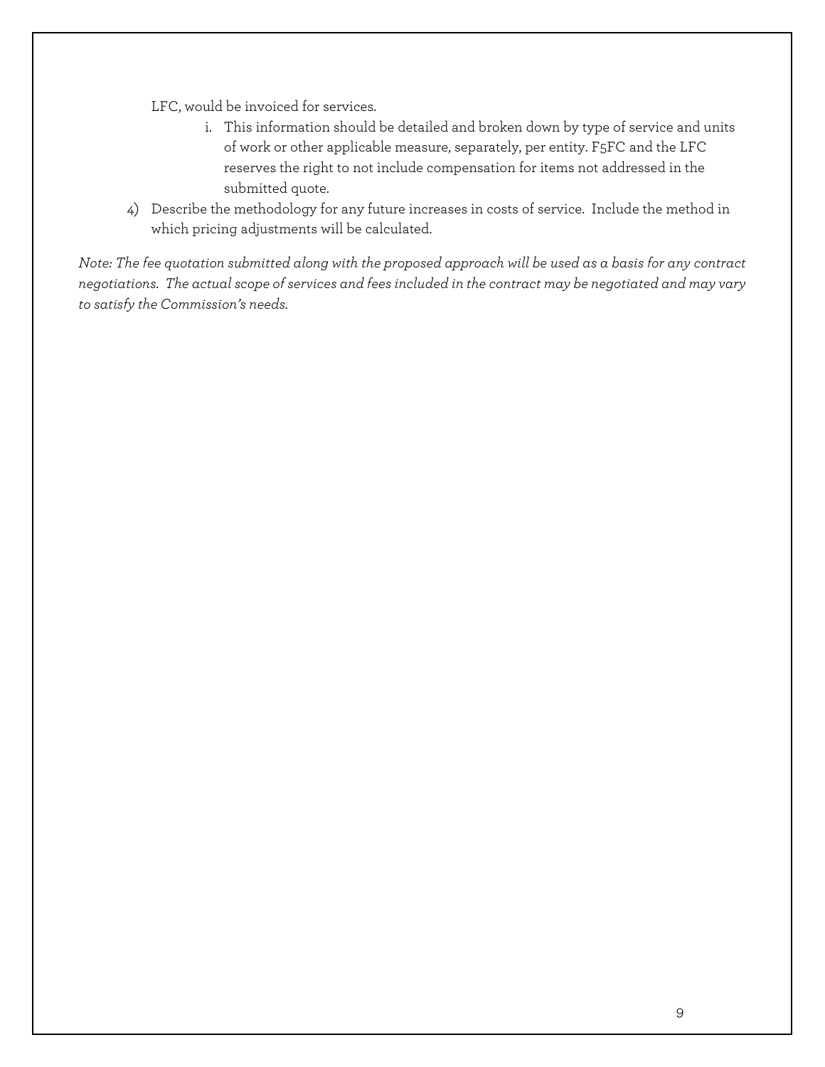LFC, would be invoiced for services.

   i. This information should be detailed and broken down by type of service and units of work or other applicable measure, separately, per entity. F5FC and the LFC reserves the right to not include compensation for items not addressed in the submitted quote.

4) Describe the methodology for any future increases in costs of service. Include the method in which pricing adjustments will be calculated.

*Note: The fee quotation submitted along with the proposed approach will be used as a basis for any contract negotiations. The actual scope of services and fees included in the contract may be negotiated and may vary to satisfy the Commission's needs.*